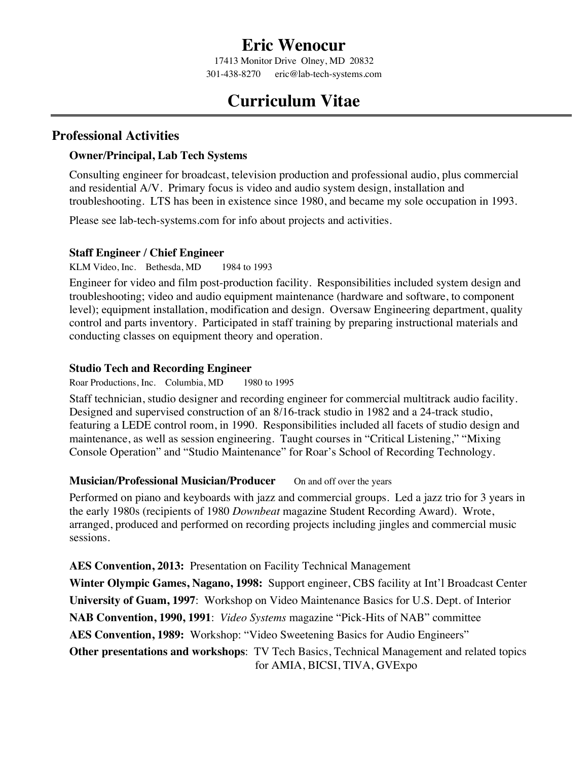# Eric Wenocur

17413 Monitor Drive Olney, MD 20832
301-438-8270 eric@lab-tech-systems.com

# Curriculum Vitae

## Professional Activities

### Owner/Principal, Lab Tech Systems

Consulting engineer for broadcast, television production and professional audio, plus commercial and residential A/V. Primary focus is video and audio system design, installation and troubleshooting. LTS has been in existence since 1980, and became my sole occupation in 1993.

Please see lab-tech-systems.com for info about projects and activities.

### Staff Engineer / Chief Engineer

KLM Video, Inc. Bethesda, MD 1984 to 1993

Engineer for video and film post-production facility. Responsibilities included system design and troubleshooting; video and audio equipment maintenance (hardware and software, to component level); equipment installation, modification and design. Oversaw Engineering department, quality control and parts inventory. Participated in staff training by preparing instructional materials and conducting classes on equipment theory and operation.

### Studio Tech and Recording Engineer

Roar Productions, Inc. Columbia, MD 1980 to 1995

Staff technician, studio designer and recording engineer for commercial multitrack audio facility. Designed and supervised construction of an 8/16-track studio in 1982 and a 24-track studio, featuring a LEDE control room, in 1990. Responsibilities included all facets of studio design and maintenance, as well as session engineering. Taught courses in "Critical Listening," "Mixing Console Operation" and "Studio Maintenance" for Roar's School of Recording Technology.

### Musician/Professional Musician/Producer

On and off over the years

Performed on piano and keyboards with jazz and commercial groups. Led a jazz trio for 3 years in the early 1980s (recipients of 1980 *Downbeat* magazine Student Recording Award). Wrote, arranged, produced and performed on recording projects including jingles and commercial music sessions.

**AES Convention, 2013:** Presentation on Facility Technical Management

**Winter Olympic Games, Nagano, 1998:** Support engineer, CBS facility at Int'l Broadcast Center

**University of Guam, 1997**: Workshop on Video Maintenance Basics for U.S. Dept. of Interior

**NAB Convention, 1990, 1991**: *Video Systems* magazine "Pick-Hits of NAB" committee

**AES Convention, 1989:** Workshop: "Video Sweetening Basics for Audio Engineers"

**Other presentations and workshops**: TV Tech Basics, Technical Management and related topics for AMIA, BICSI, TIVA, GVExpo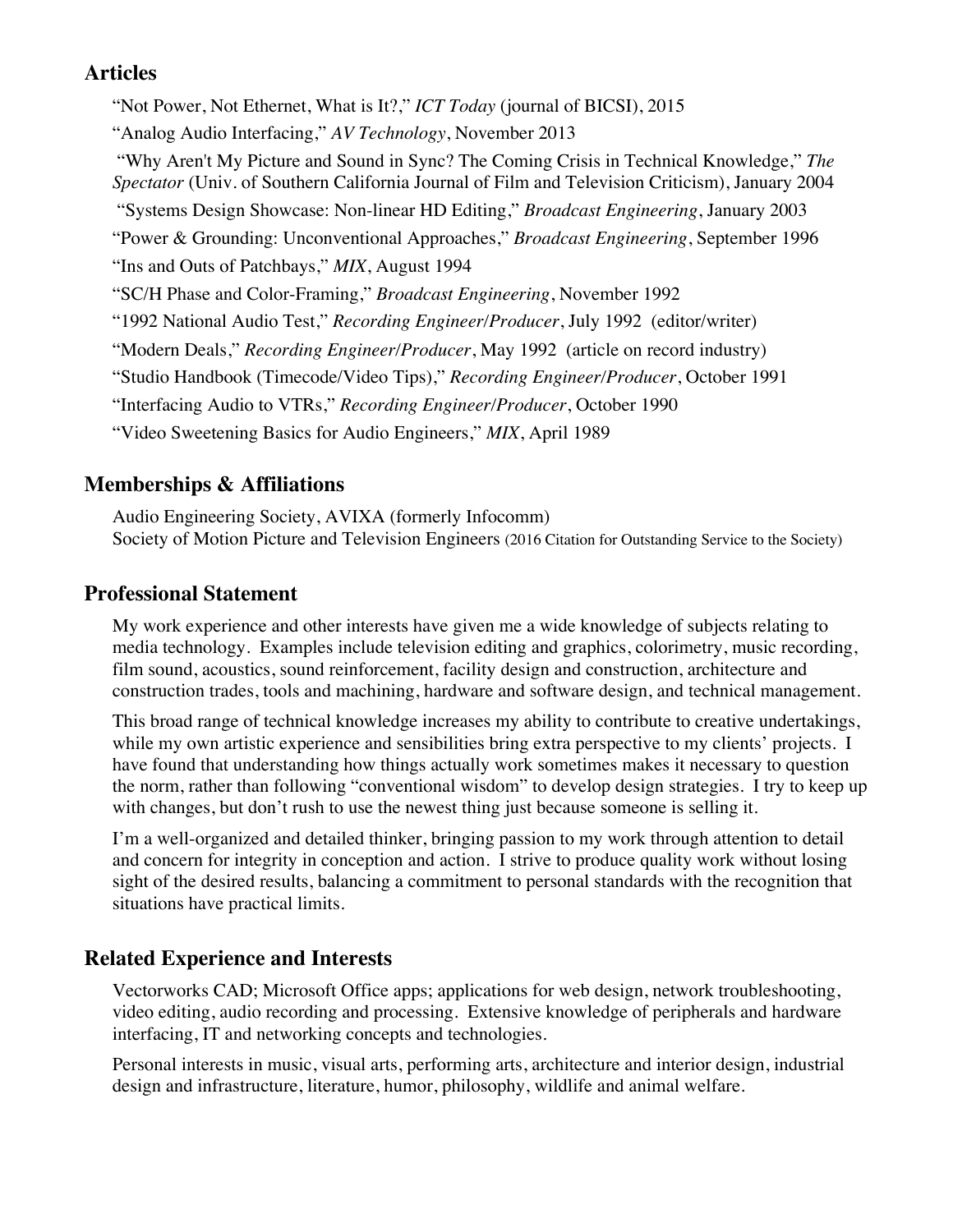## Articles

"Not Power, Not Ethernet, What is It?," *ICT Today* (journal of BICSI), 2015

"Analog Audio Interfacing," *AV Technology*, November 2013

"Why Aren't My Picture and Sound in Sync? The Coming Crisis in Technical Knowledge," *The Spectator* (Univ. of Southern California Journal of Film and Television Criticism), January 2004

"Systems Design Showcase: Non-linear HD Editing," *Broadcast Engineering*, January 2003

"Power & Grounding: Unconventional Approaches," *Broadcast Engineering*, September 1996

"Ins and Outs of Patchbays," *MIX*, August 1994

"SC/H Phase and Color-Framing," *Broadcast Engineering*, November 1992

"1992 National Audio Test," *Recording Engineer/Producer*, July 1992 (editor/writer)

"Modern Deals," *Recording Engineer/Producer*, May 1992 (article on record industry)

"Studio Handbook (Timecode/Video Tips)," *Recording Engineer/Producer*, October 1991

"Interfacing Audio to VTRs," *Recording Engineer/Producer*, October 1990

"Video Sweetening Basics for Audio Engineers," *MIX*, April 1989

## Memberships & Affiliations

Audio Engineering Society, AVIXA (formerly Infocomm)
Society of Motion Picture and Television Engineers (2016 Citation for Outstanding Service to the Society)

## Professional Statement

My work experience and other interests have given me a wide knowledge of subjects relating to media technology. Examples include television editing and graphics, colorimetry, music recording, film sound, acoustics, sound reinforcement, facility design and construction, architecture and construction trades, tools and machining, hardware and software design, and technical management.

This broad range of technical knowledge increases my ability to contribute to creative undertakings, while my own artistic experience and sensibilities bring extra perspective to my clients' projects. I have found that understanding how things actually work sometimes makes it necessary to question the norm, rather than following "conventional wisdom" to develop design strategies. I try to keep up with changes, but don't rush to use the newest thing just because someone is selling it.

I'm a well-organized and detailed thinker, bringing passion to my work through attention to detail and concern for integrity in conception and action. I strive to produce quality work without losing sight of the desired results, balancing a commitment to personal standards with the recognition that situations have practical limits.

## Related Experience and Interests

Vectorworks CAD; Microsoft Office apps; applications for web design, network troubleshooting, video editing, audio recording and processing. Extensive knowledge of peripherals and hardware interfacing, IT and networking concepts and technologies.

Personal interests in music, visual arts, performing arts, architecture and interior design, industrial design and infrastructure, literature, humor, philosophy, wildlife and animal welfare.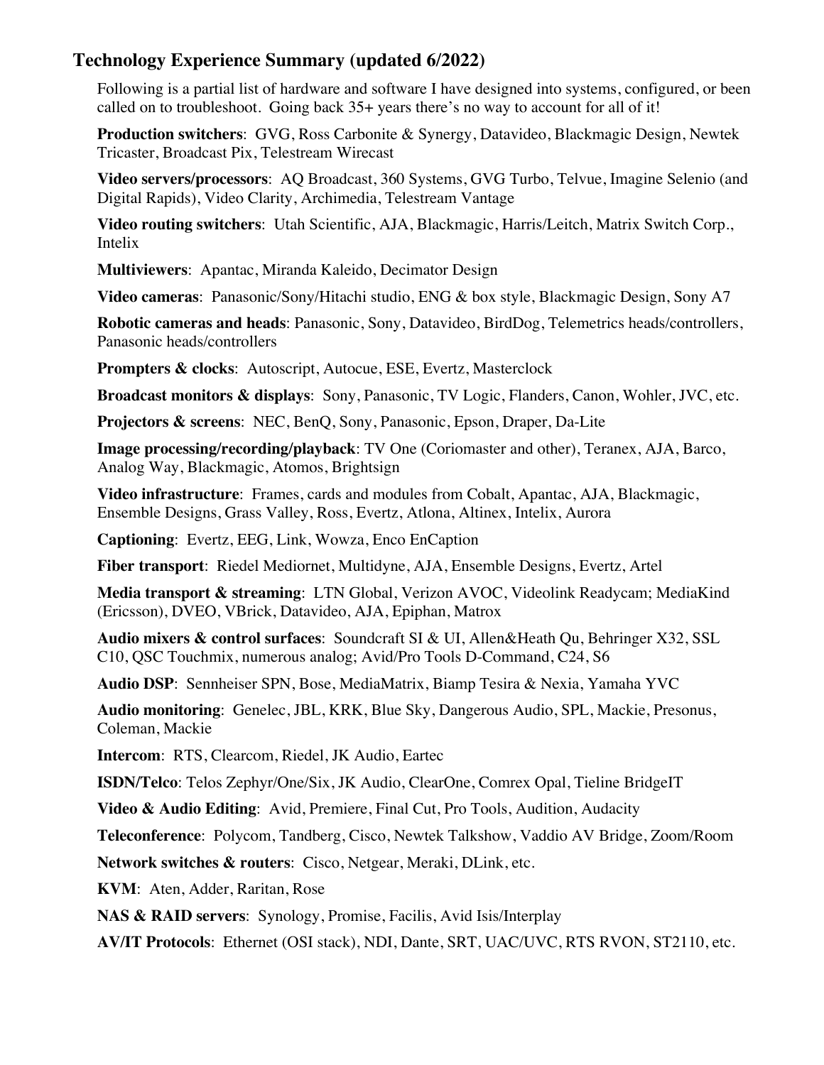## Technology Experience Summary (updated 6/2022)

Following is a partial list of hardware and software I have designed into systems, configured, or been called on to troubleshoot. Going back 35+ years there's no way to account for all of it!

**Production switchers**: GVG, Ross Carbonite & Synergy, Datavideo, Blackmagic Design, Newtek Tricaster, Broadcast Pix, Telestream Wirecast

**Video servers/processors**: AQ Broadcast, 360 Systems, GVG Turbo, Telvue, Imagine Selenio (and Digital Rapids), Video Clarity, Archimedia, Telestream Vantage

**Video routing switchers**: Utah Scientific, AJA, Blackmagic, Harris/Leitch, Matrix Switch Corp., Intelix

**Multiviewers**: Apantac, Miranda Kaleido, Decimator Design

**Video cameras**: Panasonic/Sony/Hitachi studio, ENG & box style, Blackmagic Design, Sony A7

**Robotic cameras and heads**: Panasonic, Sony, Datavideo, BirdDog, Telemetrics heads/controllers, Panasonic heads/controllers

**Prompters & clocks**: Autoscript, Autocue, ESE, Evertz, Masterclock

**Broadcast monitors & displays**: Sony, Panasonic, TV Logic, Flanders, Canon, Wohler, JVC, etc.

**Projectors & screens**: NEC, BenQ, Sony, Panasonic, Epson, Draper, Da-Lite

**Image processing/recording/playback**: TV One (Coriomaster and other), Teranex, AJA, Barco, Analog Way, Blackmagic, Atomos, Brightsign

**Video infrastructure**: Frames, cards and modules from Cobalt, Apantac, AJA, Blackmagic, Ensemble Designs, Grass Valley, Ross, Evertz, Atlona, Altinex, Intelix, Aurora

**Captioning**: Evertz, EEG, Link, Wowza, Enco EnCaption

**Fiber transport**: Riedel Mediornet, Multidyne, AJA, Ensemble Designs, Evertz, Artel

**Media transport & streaming**: LTN Global, Verizon AVOC, Videolink Readycam; MediaKind (Ericsson), DVEO, VBrick, Datavideo, AJA, Epiphan, Matrox

**Audio mixers & control surfaces**: Soundcraft SI & UI, Allen&Heath Qu, Behringer X32, SSL C10, QSC Touchmix, numerous analog; Avid/Pro Tools D-Command, C24, S6

**Audio DSP**: Sennheiser SPN, Bose, MediaMatrix, Biamp Tesira & Nexia, Yamaha YVC

**Audio monitoring**: Genelec, JBL, KRK, Blue Sky, Dangerous Audio, SPL, Mackie, Presonus, Coleman, Mackie

**Intercom**: RTS, Clearcom, Riedel, JK Audio, Eartec

**ISDN/Telco**: Telos Zephyr/One/Six, JK Audio, ClearOne, Comrex Opal, Tieline BridgeIT

**Video & Audio Editing**: Avid, Premiere, Final Cut, Pro Tools, Audition, Audacity

**Teleconference**: Polycom, Tandberg, Cisco, Newtek Talkshow, Vaddio AV Bridge, Zoom/Room

**Network switches & routers**: Cisco, Netgear, Meraki, DLink, etc.

**KVM**: Aten, Adder, Raritan, Rose

**NAS & RAID servers**: Synology, Promise, Facilis, Avid Isis/Interplay

**AV/IT Protocols**: Ethernet (OSI stack), NDI, Dante, SRT, UAC/UVC, RTS RVON, ST2110, etc.